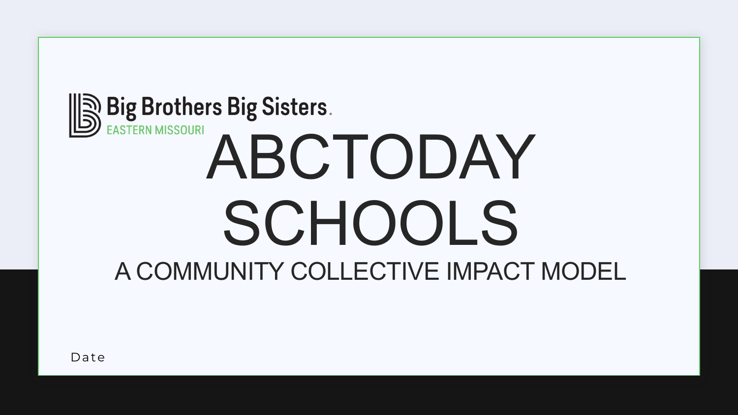Big Brothers Big Sisters
EASTERN MISSOURI

# ABCTODAY SCHOOLS

## A COMMUNITY COLLECTIVE IMPACT MODEL

Date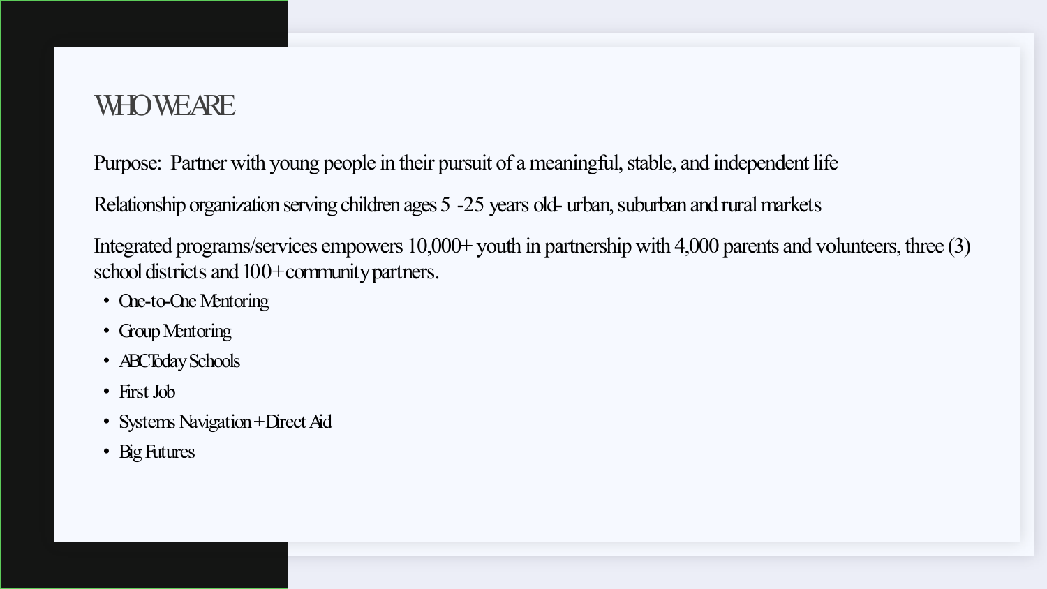# WHO WE ARE

Purpose: Partner with young people in their pursuit of a meaningful, stable, and independent life

Relationship organization serving children ages 5 -25 years old- urban, suburban and rural markets

Integrated programs/services empowers 10,000+ youth in partnership with 4,000 parents and volunteers, three (3) school districts and 100+ community partners.

- One-to-One Mentoring
- Group Mentoring
- ABCToday Schools
- First Job
- Systems Navigation + Direct Aid
- Big Futures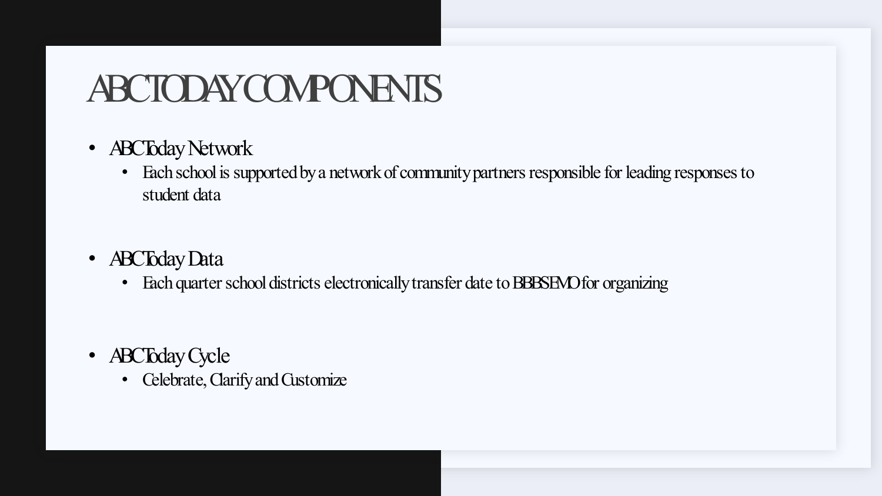# ABCTODAY COMPONENTS

- ABCToday Network
  - Each school is supported by a network of community partners responsible for leading responses to student data

- ABCToday Data
  - Each quarter school districts electronically transfer date to BBBSEMO for organizing

- ABCToday Cycle
  - Celebrate, Clarify and Customize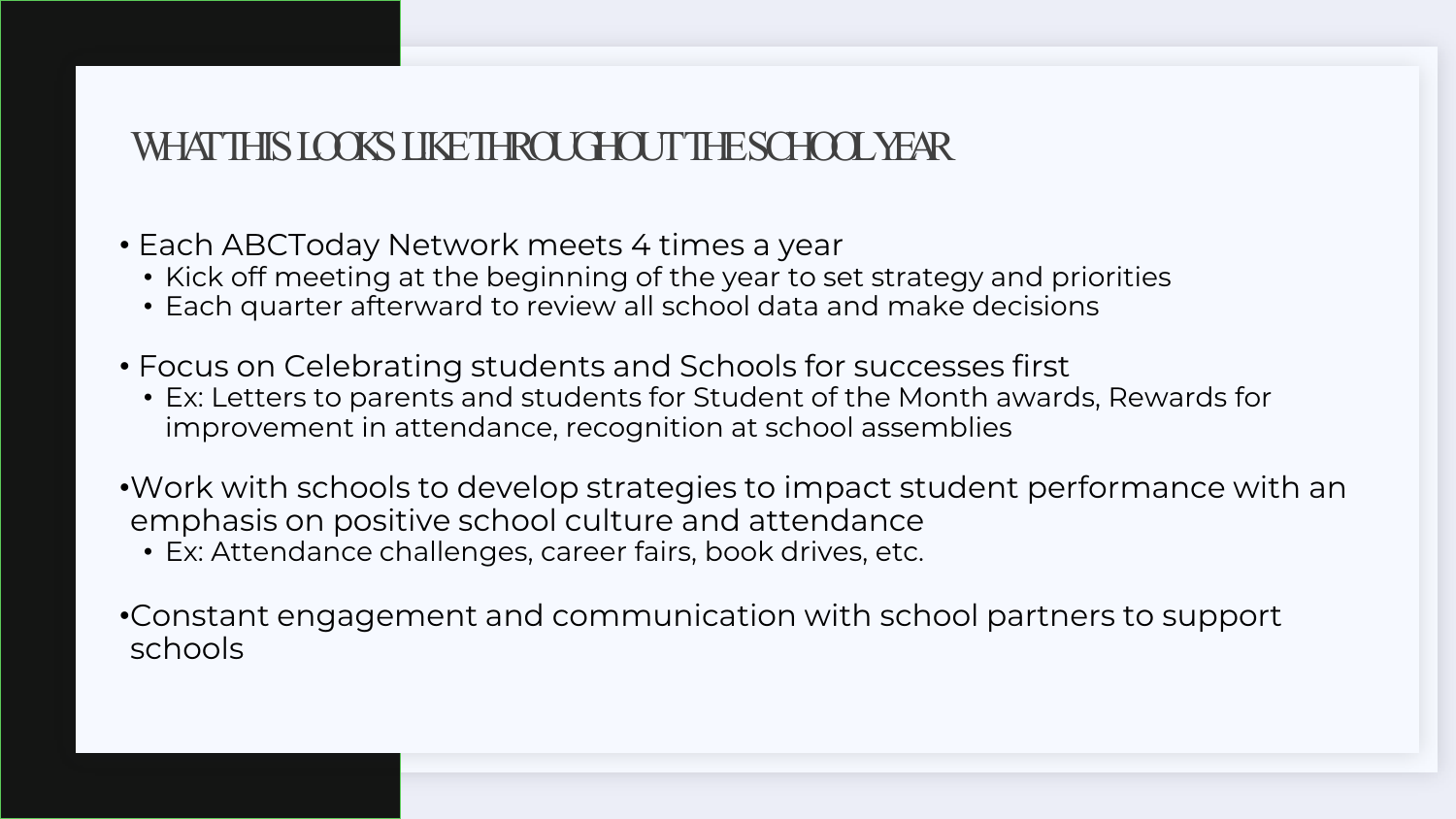# WHAT THIS LOOKS LIKE THROUGHOUT THE SCHOOL YEAR

- Each ABCToday Network meets 4 times a year
  - Kick off meeting at the beginning of the year to set strategy and priorities
  - Each quarter afterward to review all school data and make decisions

- Focus on Celebrating students and Schools for successes first
  - Ex: Letters to parents and students for Student of the Month awards, Rewards for improvement in attendance, recognition at school assemblies

- Work with schools to develop strategies to impact student performance with an emphasis on positive school culture and attendance
  - Ex: Attendance challenges, career fairs, book drives, etc.

- Constant engagement and communication with school partners to support schools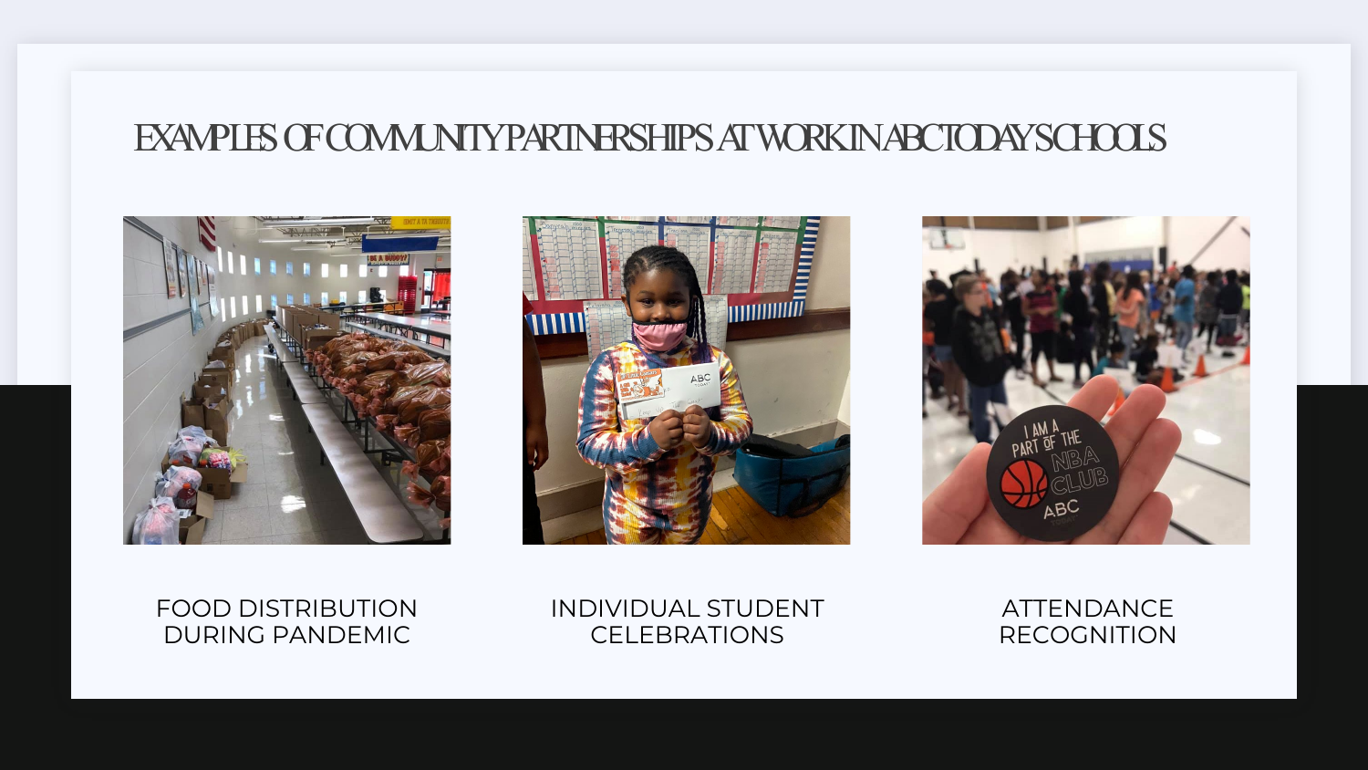# EXAMPLES OF COMMUNITY PARTNERSHIPS AT WORK IN ABC TODAY SCHOOLS

FOOD DISTRIBUTION DURING PANDEMIC

INDIVIDUAL STUDENT CELEBRATIONS

ATTENDANCE RECOGNITION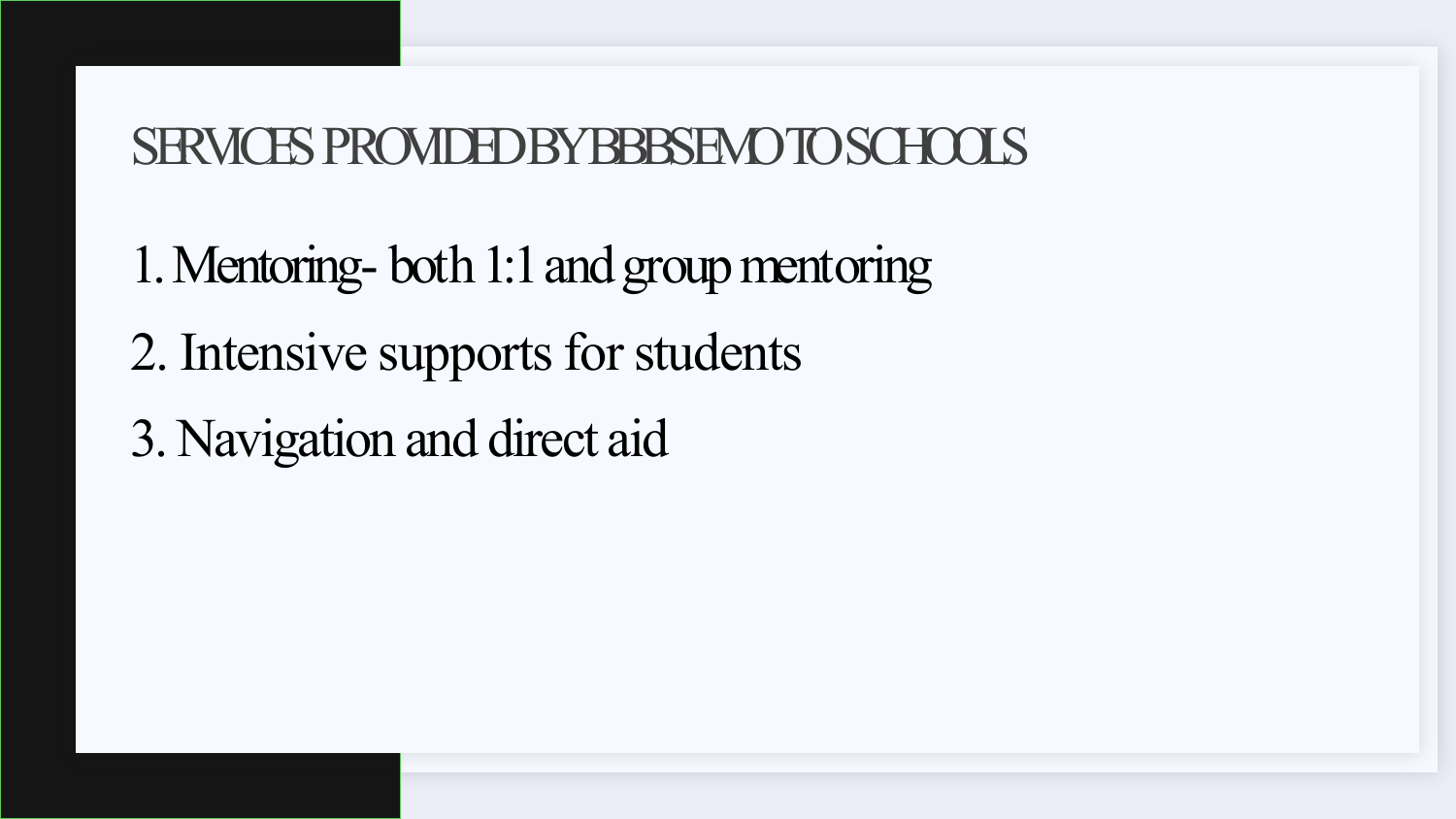# SERVICES PROVIDED BY BBBSEMO TO SCHOOLS

1. Mentoring- both 1:1 and group mentoring
2. Intensive supports for students
3. Navigation and direct aid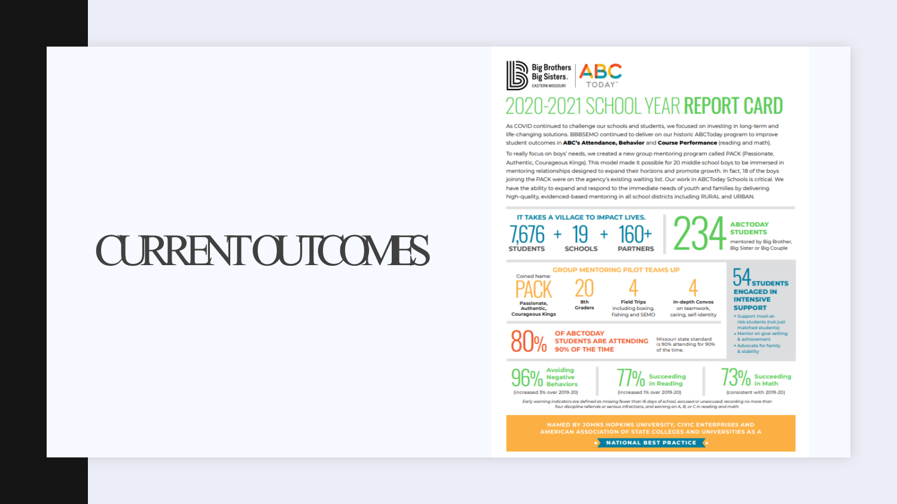# CURRENT OUTCOMES

Big Brothers Big Sisters. EASTERN MISSOURI | ABC TODAY®

## 2020-2021 SCHOOL YEAR **REPORT CARD**

As COVID continued to challenge our schools and students, we focused on investing in long-term and life-changing solutions. BBBSEMO continued to deliver on our historic ABCToday program to improve student outcomes in **ABC's Attendance, Behavior** and **Course Performance** (reading and math).

To really focus on boys' needs, we created a new group mentoring program called PACK (Passionate, Authentic, Courageous Kings). This model made it possible for 20 middle school boys to be immersed in mentoring relationships designed to expand their horizons and promote growth. In fact, 18 of the boys joining the PACK were on the agency's existing waiting list. Our work in ABCToday Schools is critical. We have the ability to expand and respond to the immediate needs of youth and families by delivering high-quality, evidenced-based mentoring in all school districts including RURAL and URBAN.

**IT TAKES A VILLAGE TO IMPACT LIVES.**

7,676 STUDENTS + 19 SCHOOLS + 160+ PARTNERS

**234 ABCTODAY STUDENTS** mentored by Big Brother, Big Sister or Big Couple

**GROUP MENTORING PILOT TEAMS UP**

- Coined Name: **PACK** – Passionate, Authentic, Courageous Kings
- **20** – 8th Graders
- **4** – Field Trips including boxing, fishing and SEMO
- **4** – In-depth Convos on teamwork, caring, self-identity

**54 STUDENTS ENGAGED IN INTENSIVE SUPPORT**

- Support most-at-risk students (not just matched students)
- Mentor on goal setting & achievement
- Advocate for family & stability

**80% OF ABCTODAY STUDENTS ARE ATTENDING 90% OF THE TIME**

Missouri state standard is 90% attending for 90% of the time.

- **96%** Avoiding Negative Behaviors (increased 3% over 2019-20)
- **77%** Succeeding in Reading (increased 1% over 2019-20)
- **73%** Succeeding in Math (consistent with 2019-20)

*Early warning indicators are defined as missing fewer than 16 days of school, excused or unexcused; recording no more than four discipline referrals or serious infractions, and earning an A, B, or C in reading and math.*

**NAMED BY JOHNS HOPKINS UNIVERSITY, CIVIC ENTERPRISES AND AMERICAN ASSOCIATION OF STATE COLLEGES AND UNIVERSITIES AS A NATIONAL BEST PRACTICE**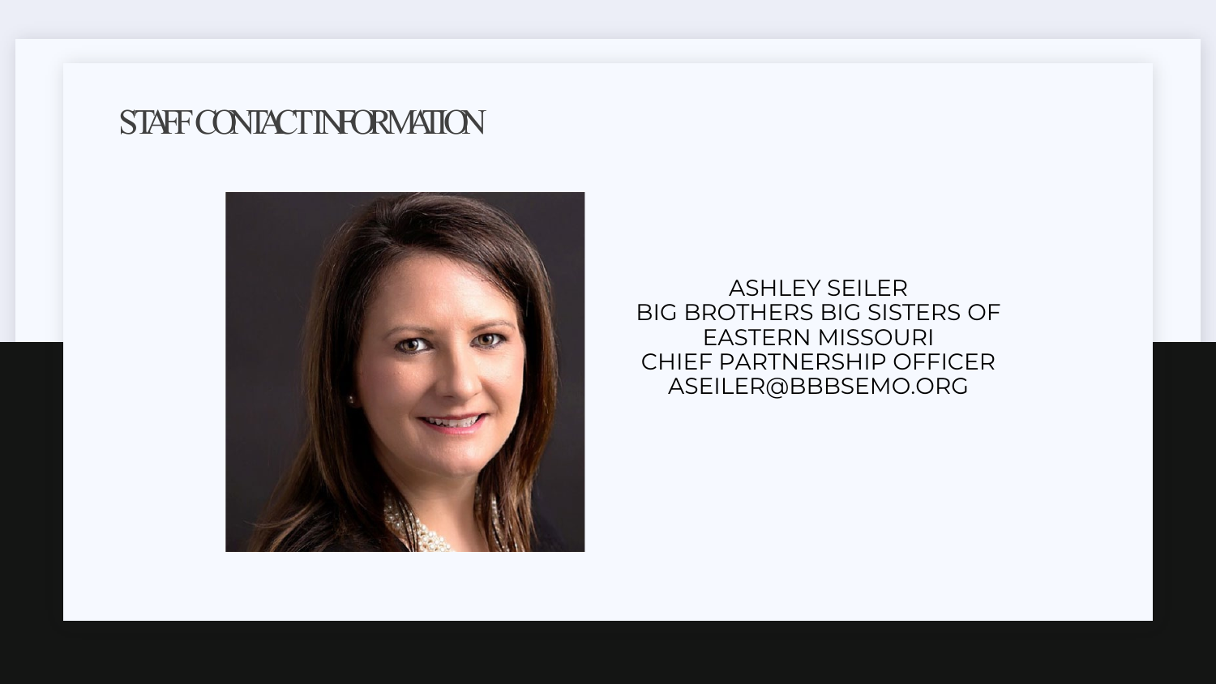# STAFF CONTACT INFORMATION

ASHLEY SEILER
BIG BROTHERS BIG SISTERS OF EASTERN MISSOURI
CHIEF PARTNERSHIP OFFICER
ASEILER@BBBSEMO.ORG